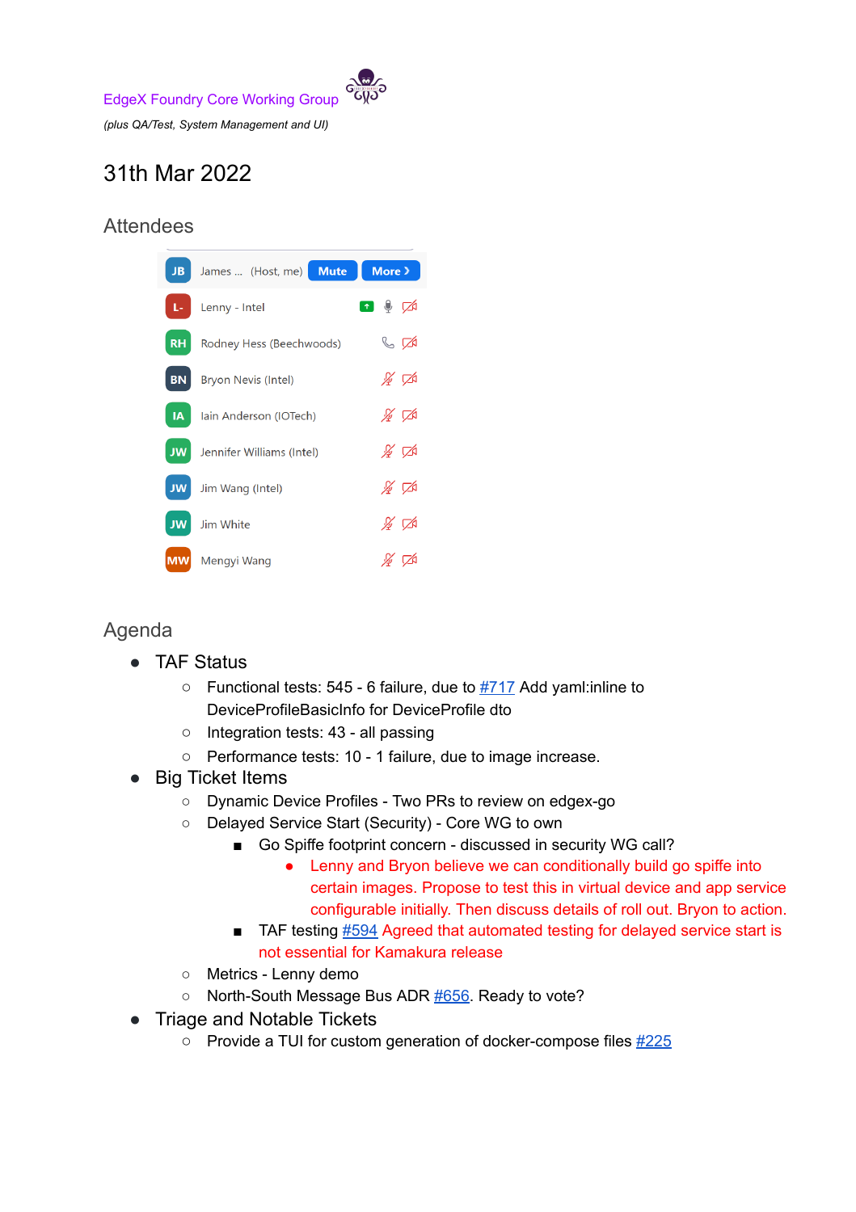EdgeX Foundry Core Working Group

*(plus QA/Test, System Management and UI)*

# 31th Mar 2022

## Attendees

- James ... (Host, me)
- Lenny - Intel
- Rodney Hess (Beechwoods)
- Bryon Nevis (Intel)
- Iain Anderson (IOTech)
- Jennifer Williams (Intel)
- Jim Wang (Intel)
- Jim White
- Mengyi Wang

## Agenda

- TAF Status
  - Functional tests: 545 - 6 failure, due to #717 Add yaml:inline to DeviceProfileBasicInfo for DeviceProfile dto
  - Integration tests: 43 - all passing
  - Performance tests: 10 - 1 failure, due to image increase.
- Big Ticket Items
  - Dynamic Device Profiles - Two PRs to review on edgex-go
  - Delayed Service Start (Security) - Core WG to own
    - Go Spiffe footprint concern - discussed in security WG call?
      - Lenny and Bryon believe we can conditionally build go spiffe into certain images. Propose to test this in virtual device and app service configurable initially. Then discuss details of roll out. Bryon to action.
    - TAF testing #594 Agreed that automated testing for delayed service start is not essential for Kamakura release
  - Metrics - Lenny demo
  - North-South Message Bus ADR #656. Ready to vote?
- Triage and Notable Tickets
  - Provide a TUI for custom generation of docker-compose files #225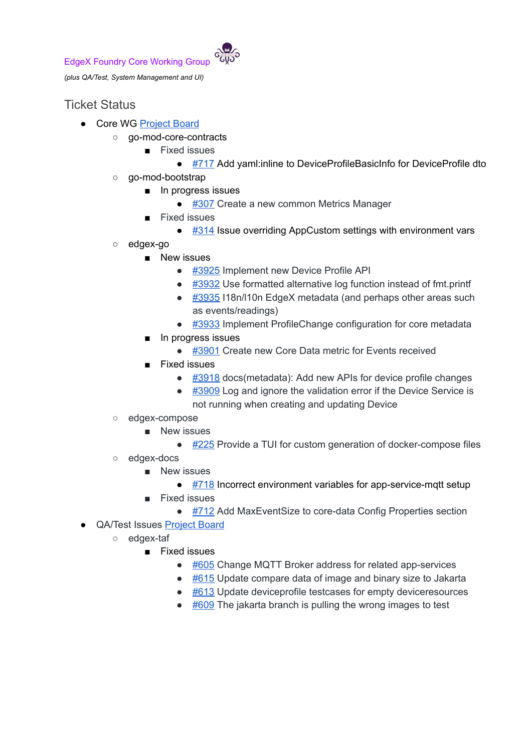EdgeX Foundry Core Working Group

*(plus QA/Test, System Management and UI)*

## Ticket Status

- Core WG Project Board
    - go-mod-core-contracts
        - Fixed issues
            - #717 Add yaml:inline to DeviceProfileBasicInfo for DeviceProfile dto
    - go-mod-bootstrap
        - In progress issues
            - #307 Create a new common Metrics Manager
        - Fixed issues
            - #314 Issue overriding AppCustom settings with environment vars
    - edgex-go
        - New issues
            - #3925 Implement new Device Profile API
            - #3932 Use formatted alternative log function instead of fmt.printf
            - #3935 I18n/l10n EdgeX metadata (and perhaps other areas such as events/readings)
            - #3933 Implement ProfileChange configuration for core metadata
        - In progress issues
            - #3901 Create new Core Data metric for Events received
        - Fixed issues
            - #3918 docs(metadata): Add new APIs for device profile changes
            - #3909 Log and ignore the validation error if the Device Service is not running when creating and updating Device
    - edgex-compose
        - New issues
            - #225 Provide a TUI for custom generation of docker-compose files
    - edgex-docs
        - New issues
            - #718 Incorrect environment variables for app-service-mqtt setup
        - Fixed issues
            - #712 Add MaxEventSize to core-data Config Properties section
- QA/Test Issues Project Board
    - edgex-taf
        - Fixed issues
            - #605 Change MQTT Broker address for related app-services
            - #615 Update compare data of image and binary size to Jakarta
            - #613 Update deviceprofile testcases for empty deviceresources
            - #609 The jakarta branch is pulling the wrong images to test